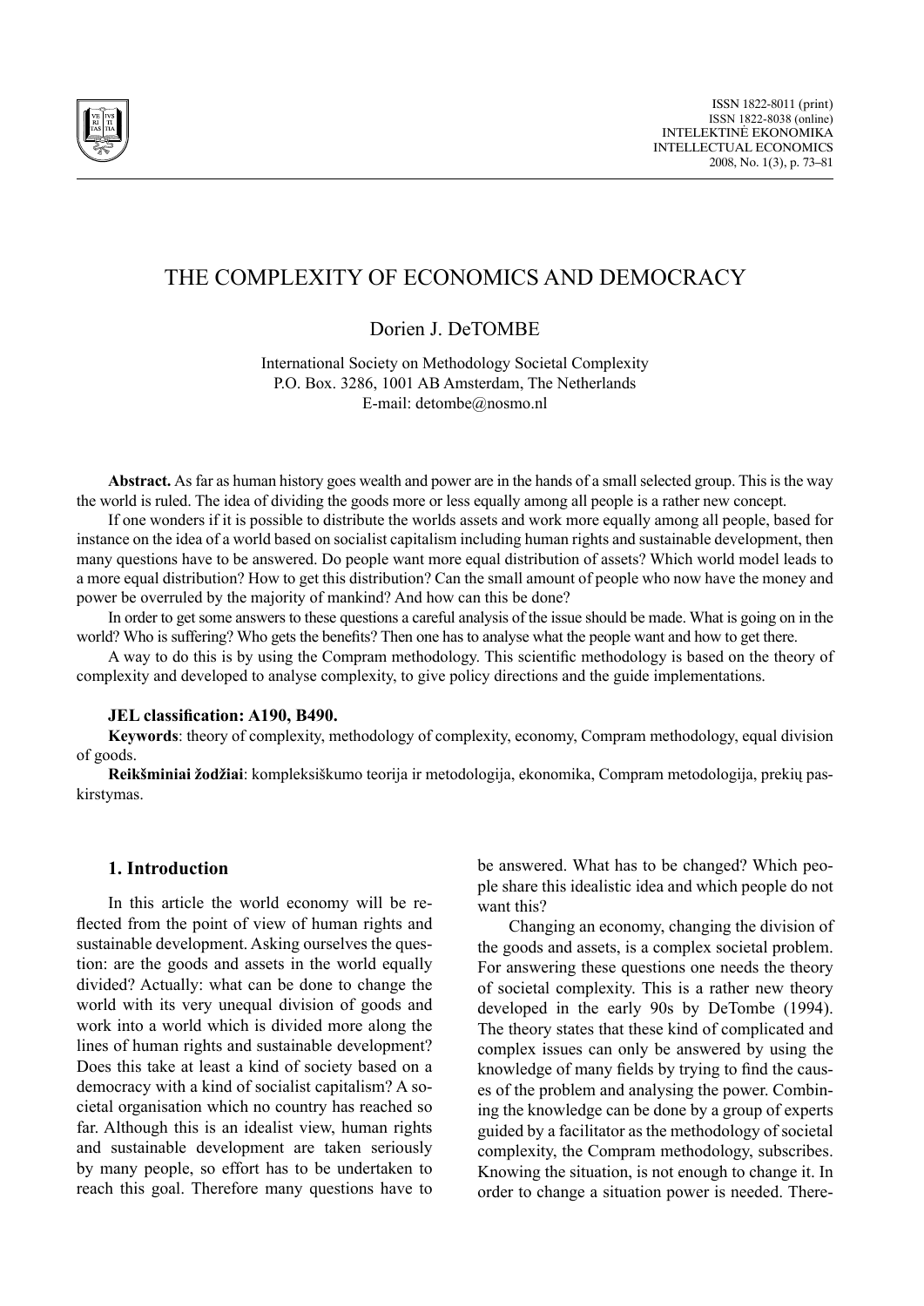# THE COMPLEXITY OF ECONOMICS AND DEMOCRACY

Dorien J. DeTOMBE

International Society on Methodology Societal Complexity
P.O. Box. 3286, 1001 AB Amsterdam, The Netherlands
E-mail: detombe@nosmo.nl

**Abstract.** As far as human history goes wealth and power are in the hands of a small selected group. This is the way the world is ruled. The idea of dividing the goods more or less equally among all people is a rather new concept.

If one wonders if it is possible to distribute the worlds assets and work more equally among all people, based for instance on the idea of a world based on socialist capitalism including human rights and sustainable development, then many questions have to be answered. Do people want more equal distribution of assets? Which world model leads to a more equal distribution? How to get this distribution? Can the small amount of people who now have the money and power be overruled by the majority of mankind? And how can this be done?

In order to get some answers to these questions a careful analysis of the issue should be made. What is going on in the world? Who is suffering? Who gets the benefits? Then one has to analyse what the people want and how to get there.

A way to do this is by using the Compram methodology. This scientific methodology is based on the theory of complexity and developed to analyse complexity, to give policy directions and the guide implementations.

**JEL classification: A190, B490.**

**Keywords**: theory of complexity, methodology of complexity, economy, Compram methodology, equal division of goods.

**Reikšminiai žodžiai**: kompleksiškumo teorija ir metodologija, ekonomika, Compram metodologija, prekių paskirstymas.

## 1. Introduction

In this article the world economy will be reflected from the point of view of human rights and sustainable development. Asking ourselves the question: are the goods and assets in the world equally divided? Actually: what can be done to change the world with its very unequal division of goods and work into a world which is divided more along the lines of human rights and sustainable development? Does this take at least a kind of society based on a democracy with a kind of socialist capitalism? A societal organisation which no country has reached so far. Although this is an idealist view, human rights and sustainable development are taken seriously by many people, so effort has to be undertaken to reach this goal. Therefore many questions have to be answered. What has to be changed? Which people share this idealistic idea and which people do not want this?

Changing an economy, changing the division of the goods and assets, is a complex societal problem. For answering these questions one needs the theory of societal complexity. This is a rather new theory developed in the early 90s by DeTombe (1994). The theory states that these kind of complicated and complex issues can only be answered by using the knowledge of many fields by trying to find the causes of the problem and analysing the power. Combining the knowledge can be done by a group of experts guided by a facilitator as the methodology of societal complexity, the Compram methodology, subscribes. Knowing the situation, is not enough to change it. In order to change a situation power is needed. There-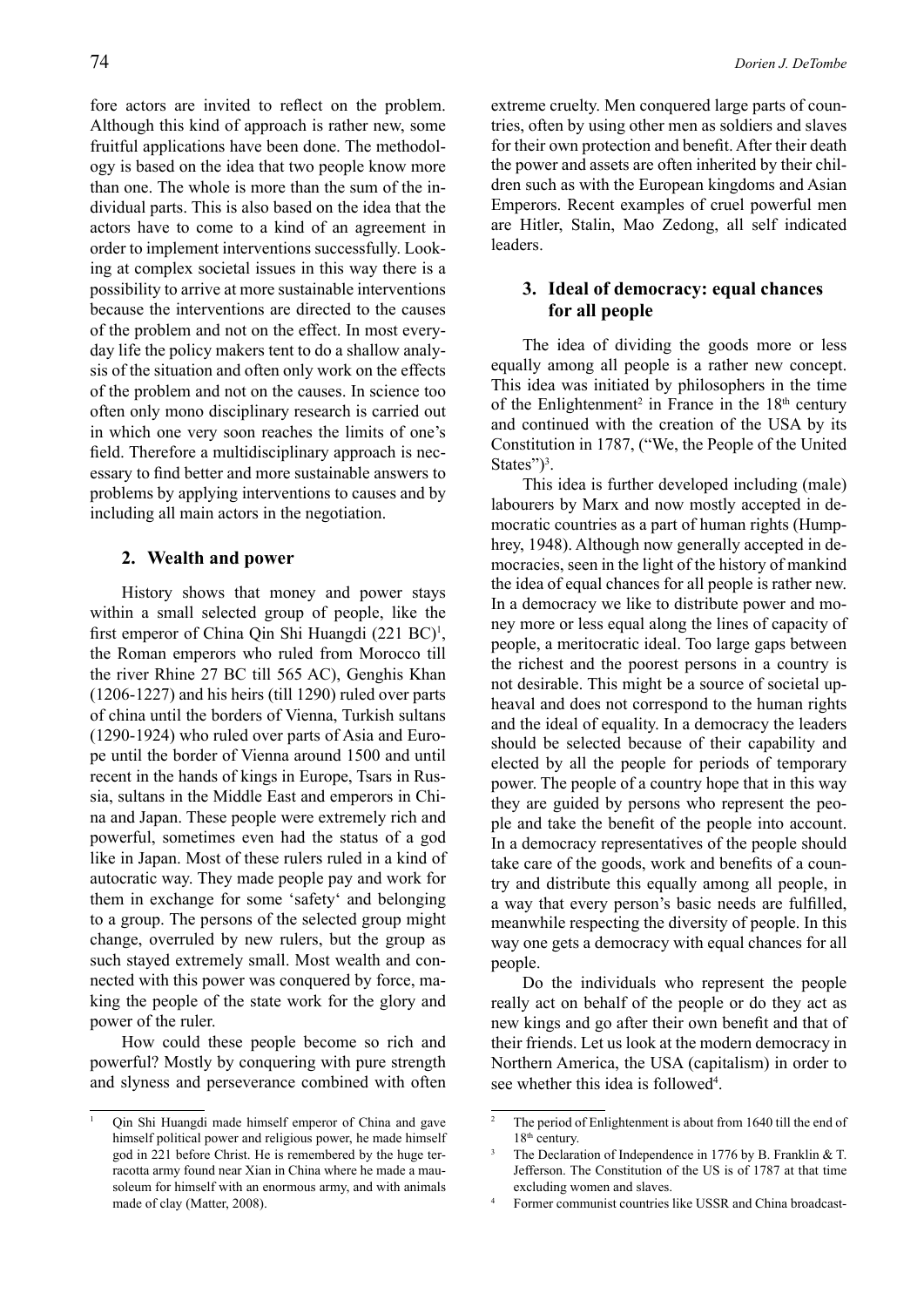fore actors are invited to reflect on the problem. Although this kind of approach is rather new, some fruitful applications have been done. The methodology is based on the idea that two people know more than one. The whole is more than the sum of the individual parts. This is also based on the idea that the actors have to come to a kind of an agreement in order to implement interventions successfully. Looking at complex societal issues in this way there is a possibility to arrive at more sustainable interventions because the interventions are directed to the causes of the problem and not on the effect. In most everyday life the policy makers tent to do a shallow analysis of the situation and often only work on the effects of the problem and not on the causes. In science too often only mono disciplinary research is carried out in which one very soon reaches the limits of one's field. Therefore a multidisciplinary approach is necessary to find better and more sustainable answers to problems by applying interventions to causes and by including all main actors in the negotiation.

## 2. Wealth and power

History shows that money and power stays within a small selected group of people, like the first emperor of China Qin Shi Huangdi (221 BC)[1], the Roman emperors who ruled from Morocco till the river Rhine 27 BC till 565 AC), Genghis Khan (1206-1227) and his heirs (till 1290) ruled over parts of china until the borders of Vienna, Turkish sultans (1290-1924) who ruled over parts of Asia and Europe until the border of Vienna around 1500 and until recent in the hands of kings in Europe, Tsars in Russia, sultans in the Middle East and emperors in China and Japan. These people were extremely rich and powerful, sometimes even had the status of a god like in Japan. Most of these rulers ruled in a kind of autocratic way. They made people pay and work for them in exchange for some 'safety' and belonging to a group. The persons of the selected group might change, overruled by new rulers, but the group as such stayed extremely small. Most wealth and connected with this power was conquered by force, making the people of the state work for the glory and power of the ruler.

How could these people become so rich and powerful? Mostly by conquering with pure strength and slyness and perseverance combined with often extreme cruelty. Men conquered large parts of countries, often by using other men as soldiers and slaves for their own protection and benefit. After their death the power and assets are often inherited by their children such as with the European kingdoms and Asian Emperors. Recent examples of cruel powerful men are Hitler, Stalin, Mao Zedong, all self indicated leaders.

## 3. Ideal of democracy: equal chances for all people

The idea of dividing the goods more or less equally among all people is a rather new concept. This idea was initiated by philosophers in the time of the Enlightenment[2] in France in the 18th century and continued with the creation of the USA by its Constitution in 1787, ("We, the People of the United States")[3].

This idea is further developed including (male) labourers by Marx and now mostly accepted in democratic countries as a part of human rights (Humphrey, 1948). Although now generally accepted in democracies, seen in the light of the history of mankind the idea of equal chances for all people is rather new. In a democracy we like to distribute power and money more or less equal along the lines of capacity of people, a meritocratic ideal. Too large gaps between the richest and the poorest persons in a country is not desirable. This might be a source of societal upheaval and does not correspond to the human rights and the ideal of equality. In a democracy the leaders should be selected because of their capability and elected by all the people for periods of temporary power. The people of a country hope that in this way they are guided by persons who represent the people and take the benefit of the people into account. In a democracy representatives of the people should take care of the goods, work and benefits of a country and distribute this equally among all people, in a way that every person's basic needs are fulfilled, meanwhile respecting the diversity of people. In this way one gets a democracy with equal chances for all people.

Do the individuals who represent the people really act on behalf of the people or do they act as new kings and go after their own benefit and that of their friends. Let us look at the modern democracy in Northern America, the USA (capitalism) in order to see whether this idea is followed[4].

---

[1] Qin Shi Huangdi made himself emperor of China and gave himself political power and religious power, he made himself god in 221 before Christ. He is remembered by the huge terracotta army found near Xian in China where he made a mausoleum for himself with an enormous army, and with animals made of clay (Matter, 2008).

[2] The period of Enlightenment is about from 1640 till the end of 18th century.

[3] The Declaration of Independence in 1776 by B. Franklin & T. Jefferson. The Constitution of the US is of 1787 at that time excluding women and slaves.

[4] Former communist countries like USSR and China broadcast-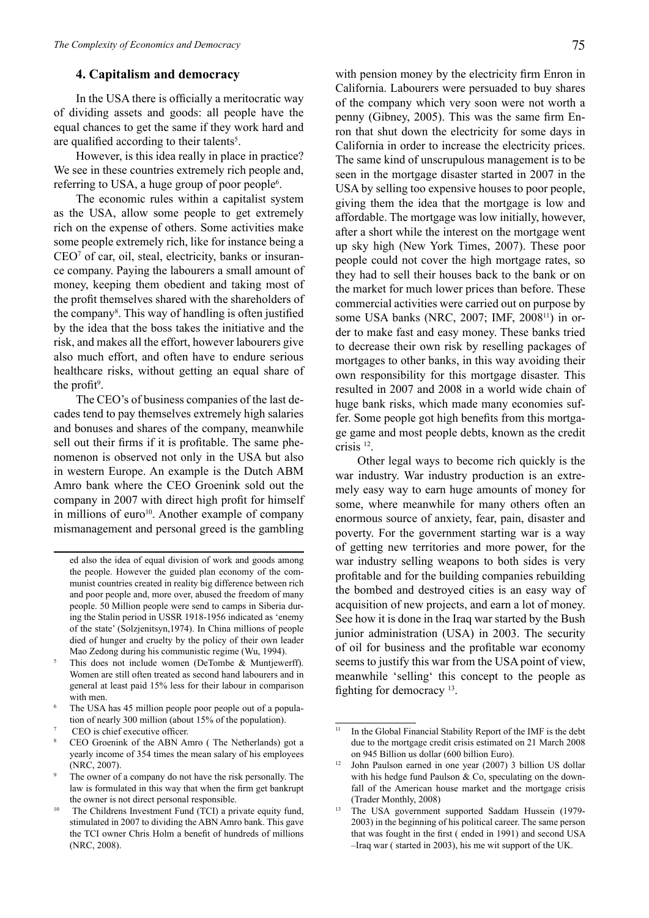## 4. Capitalism and democracy

In the USA there is officially a meritocratic way of dividing assets and goods: all people have the equal chances to get the same if they work hard and are qualified according to their talents[5].

However, is this idea really in place in practice? We see in these countries extremely rich people and, referring to USA, a huge group of poor people[6].

The economic rules within a capitalist system as the USA, allow some people to get extremely rich on the expense of others. Some activities make some people extremely rich, like for instance being a CEO[7] of car, oil, steal, electricity, banks or insurance company. Paying the labourers a small amount of money, keeping them obedient and taking most of the profit themselves shared with the shareholders of the company[8]. This way of handling is often justified by the idea that the boss takes the initiative and the risk, and makes all the effort, however labourers give also much effort, and often have to endure serious healthcare risks, without getting an equal share of the profit[9].

The CEO's of business companies of the last decades tend to pay themselves extremely high salaries and bonuses and shares of the company, meanwhile sell out their firms if it is profitable. The same phenomenon is observed not only in the USA but also in western Europe. An example is the Dutch ABM Amro bank where the CEO Groenink sold out the company in 2007 with direct high profit for himself in millions of euro[10]. Another example of company mismanagement and personal greed is the gambling with pension money by the electricity firm Enron in California. Labourers were persuaded to buy shares of the company which very soon were not worth a penny (Gibney, 2005). This was the same firm Enron that shut down the electricity for some days in California in order to increase the electricity prices. The same kind of unscrupulous management is to be seen in the mortgage disaster started in 2007 in the USA by selling too expensive houses to poor people, giving them the idea that the mortgage is low and affordable. The mortgage was low initially, however, after a short while the interest on the mortgage went up sky high (New York Times, 2007). These poor people could not cover the high mortgage rates, so they had to sell their houses back to the bank or on the market for much lower prices than before. These commercial activities were carried out on purpose by some USA banks (NRC, 2007; IMF, 2008[11]) in order to make fast and easy money. These banks tried to decrease their own risk by reselling packages of mortgages to other banks, in this way avoiding their own responsibility for this mortgage disaster. This resulted in 2007 and 2008 in a world wide chain of huge bank risks, which made many economies suffer. Some people got high benefits from this mortgage game and most people debts, known as the credit crisis [12].

Other legal ways to become rich quickly is the war industry. War industry production is an extremely easy way to earn huge amounts of money for some, where meanwhile for many others often an enormous source of anxiety, fear, pain, disaster and poverty. For the government starting war is a way of getting new territories and more power, for the war industry selling weapons to both sides is very profitable and for the building companies rebuilding the bombed and destroyed cities is an easy way of acquisition of new projects, and earn a lot of money. See how it is done in the Iraq war started by the Bush junior administration (USA) in 2003. The security of oil for business and the profitable war economy seems to justify this war from the USA point of view, meanwhile 'selling' this concept to the people as fighting for democracy [13].

---

ed also the idea of equal division of work and goods among the people. However the guided plan economy of the communist countries created in reality big difference between rich and poor people and, more over, abused the freedom of many people. 50 Million people were send to camps in Siberia during the Stalin period in USSR 1918-1956 indicated as 'enemy of the state' (Solzjenitsyn,1974). In China millions of people died of hunger and cruelty by the policy of their own leader Mao Zedong during his communistic regime (Wu, 1994).

[5] This does not include women (DeTombe & Muntjewerff). Women are still often treated as second hand labourers and in general at least paid 15% less for their labour in comparison with men.

[6] The USA has 45 million people poor people out of a population of nearly 300 million (about 15% of the population).

[7] CEO is chief executive officer.

[8] CEO Groenink of the ABN Amro ( The Netherlands) got a yearly income of 354 times the mean salary of his employees (NRC, 2007).

[9] The owner of a company do not have the risk personally. The law is formulated in this way that when the firm get bankrupt the owner is not direct personal responsible.

[10] The Childrens Investment Fund (TCI) a private equity fund, stimulated in 2007 to dividing the ABN Amro bank. This gave the TCI owner Chris Holm a benefit of hundreds of millions (NRC, 2008).

[11] In the Global Financial Stability Report of the IMF is the debt due to the mortgage credit crisis estimated on 21 March 2008 on 945 Billion us dollar (600 billion Euro).

[12] John Paulson earned in one year (2007) 3 billion US dollar with his hedge fund Paulson & Co, speculating on the downfall of the American house market and the mortgage crisis (Trader Monthly, 2008)

[13] The USA government supported Saddam Hussein (1979-2003) in the beginning of his political career. The same person that was fought in the first ( ended in 1991) and second USA –Iraq war ( started in 2003), his me wit support of the UK.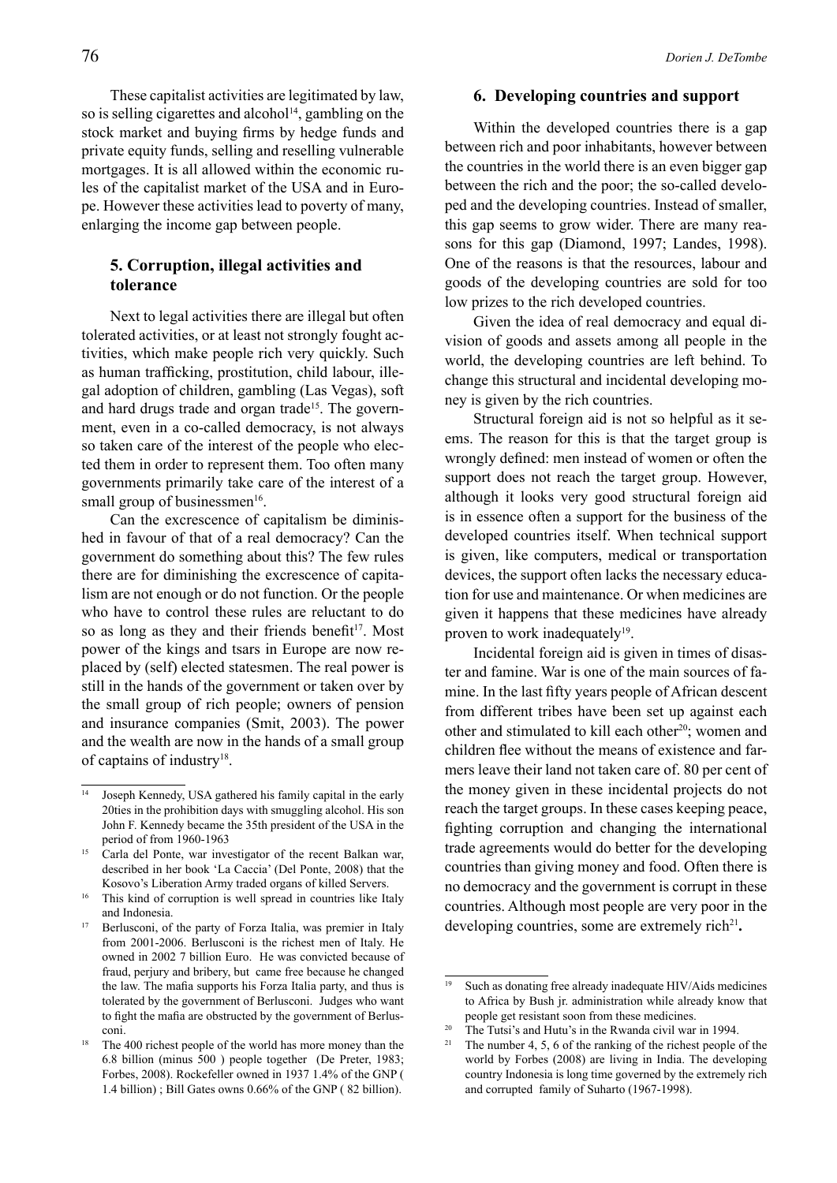These capitalist activities are legitimated by law, so is selling cigarettes and alcohol[14], gambling on the stock market and buying firms by hedge funds and private equity funds, selling and reselling vulnerable mortgages. It is all allowed within the economic rules of the capitalist market of the USA and in Europe. However these activities lead to poverty of many, enlarging the income gap between people.

## 5. Corruption, illegal activities and tolerance

Next to legal activities there are illegal but often tolerated activities, or at least not strongly fought activities, which make people rich very quickly. Such as human trafficking, prostitution, child labour, illegal adoption of children, gambling (Las Vegas), soft and hard drugs trade and organ trade[15]. The government, even in a co-called democracy, is not always so taken care of the interest of the people who elected them in order to represent them. Too often many governments primarily take care of the interest of a small group of businessmen[16].

Can the excrescence of capitalism be diminished in favour of that of a real democracy? Can the government do something about this? The few rules there are for diminishing the excrescence of capitalism are not enough or do not function. Or the people who have to control these rules are reluctant to do so as long as they and their friends benefit[17]. Most power of the kings and tsars in Europe are now replaced by (self) elected statesmen. The real power is still in the hands of the government or taken over by the small group of rich people; owners of pension and insurance companies (Smit, 2003). The power and the wealth are now in the hands of a small group of captains of industry[18].

## 6. Developing countries and support

Within the developed countries there is a gap between rich and poor inhabitants, however between the countries in the world there is an even bigger gap between the rich and the poor; the so-called developed and the developing countries. Instead of smaller, this gap seems to grow wider. There are many reasons for this gap (Diamond, 1997; Landes, 1998). One of the reasons is that the resources, labour and goods of the developing countries are sold for too low prizes to the rich developed countries.

Given the idea of real democracy and equal division of goods and assets among all people in the world, the developing countries are left behind. To change this structural and incidental developing money is given by the rich countries.

Structural foreign aid is not so helpful as it seems. The reason for this is that the target group is wrongly defined: men instead of women or often the support does not reach the target group. However, although it looks very good structural foreign aid is in essence often a support for the business of the developed countries itself. When technical support is given, like computers, medical or transportation devices, the support often lacks the necessary education for use and maintenance. Or when medicines are given it happens that these medicines have already proven to work inadequately[19].

Incidental foreign aid is given in times of disaster and famine. War is one of the main sources of famine. In the last fifty years people of African descent from different tribes have been set up against each other and stimulated to kill each other[20]; women and children flee without the means of existence and farmers leave their land not taken care of. 80 per cent of the money given in these incidental projects do not reach the target groups. In these cases keeping peace, fighting corruption and changing the international trade agreements would do better for the developing countries than giving money and food. Often there is no democracy and the government is corrupt in these countries. Although most people are very poor in the developing countries, some are extremely rich[21].

---

[14] Joseph Kennedy, USA gathered his family capital in the early 20ties in the prohibition days with smuggling alcohol. His son John F. Kennedy became the 35th president of the USA in the period of from 1960-1963

[15] Carla del Ponte, war investigator of the recent Balkan war, described in her book 'La Caccia' (Del Ponte, 2008) that the Kosovo's Liberation Army traded organs of killed Servers.

[16] This kind of corruption is well spread in countries like Italy and Indonesia.

[17] Berlusconi, of the party of Forza Italia, was premier in Italy from 2001-2006. Berlusconi is the richest men of Italy. He owned in 2002 7 billion Euro. He was convicted because of fraud, perjury and bribery, but came free because he changed the law. The mafia supports his Forza Italia party, and thus is tolerated by the government of Berlusconi. Judges who want to fight the mafia are obstructed by the government of Berlusconi.

[18] The 400 richest people of the world has more money than the 6.8 billion (minus 500 ) people together (De Preter, 1983; Forbes, 2008). Rockefeller owned in 1937 1.4% of the GNP ( 1.4 billion) ; Bill Gates owns 0.66% of the GNP ( 82 billion).

[19] Such as donating free already inadequate HIV/Aids medicines to Africa by Bush jr. administration while already know that people get resistant soon from these medicines.

[20] The Tutsi's and Hutu's in the Rwanda civil war in 1994.

[21] The number 4, 5, 6 of the ranking of the richest people of the world by Forbes (2008) are living in India. The developing country Indonesia is long time governed by the extremely rich and corrupted family of Suharto (1967-1998).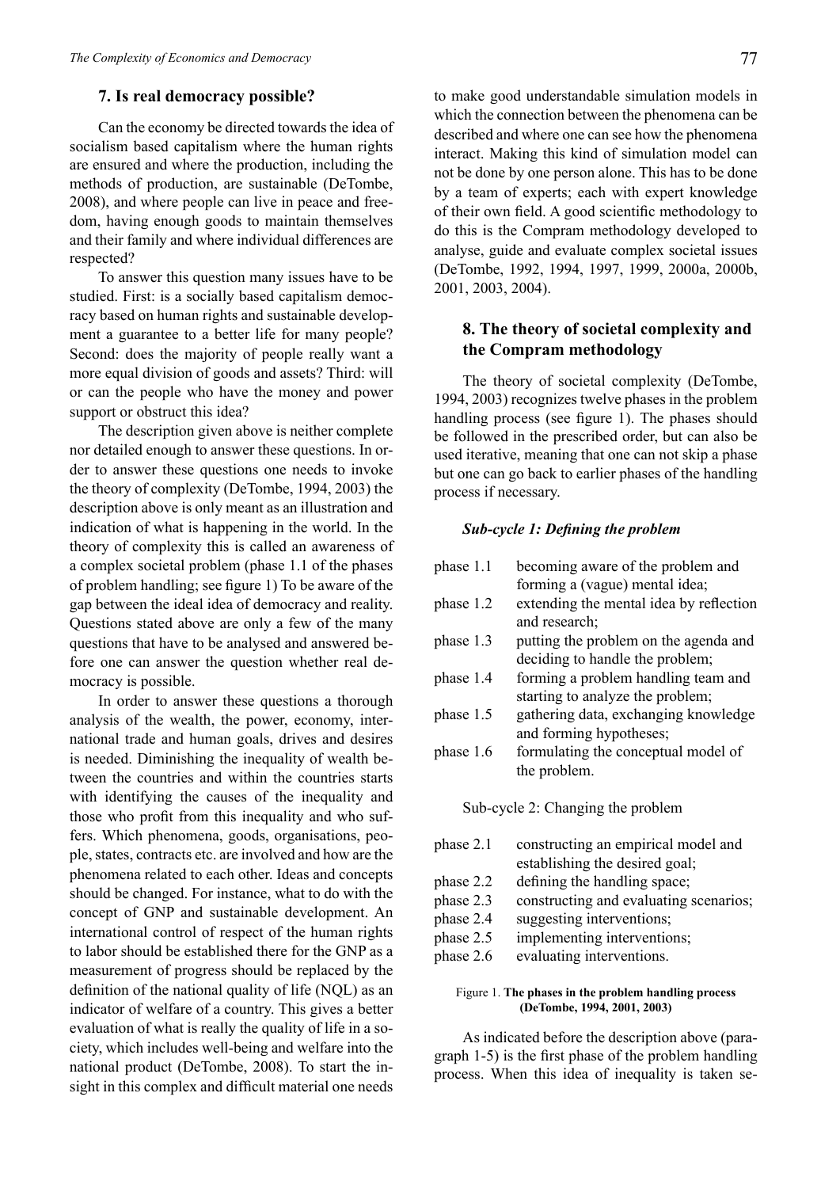## 7. Is real democracy possible?

Can the economy be directed towards the idea of socialism based capitalism where the human rights are ensured and where the production, including the methods of production, are sustainable (DeTombe, 2008), and where people can live in peace and freedom, having enough goods to maintain themselves and their family and where individual differences are respected?

To answer this question many issues have to be studied. First: is a socially based capitalism democracy based on human rights and sustainable development a guarantee to a better life for many people? Second: does the majority of people really want a more equal division of goods and assets? Third: will or can the people who have the money and power support or obstruct this idea?

The description given above is neither complete nor detailed enough to answer these questions. In order to answer these questions one needs to invoke the theory of complexity (DeTombe, 1994, 2003) the description above is only meant as an illustration and indication of what is happening in the world. In the theory of complexity this is called an awareness of a complex societal problem (phase 1.1 of the phases of problem handling; see figure 1) To be aware of the gap between the ideal idea of democracy and reality. Questions stated above are only a few of the many questions that have to be analysed and answered before one can answer the question whether real democracy is possible.

In order to answer these questions a thorough analysis of the wealth, the power, economy, international trade and human goals, drives and desires is needed. Diminishing the inequality of wealth between the countries and within the countries starts with identifying the causes of the inequality and those who profit from this inequality and who suffers. Which phenomena, goods, organisations, people, states, contracts etc. are involved and how are the phenomena related to each other. Ideas and concepts should be changed. For instance, what to do with the concept of GNP and sustainable development. An international control of respect of the human rights to labor should be established there for the GNP as a measurement of progress should be replaced by the definition of the national quality of life (NQL) as an indicator of welfare of a country. This gives a better evaluation of what is really the quality of life in a society, which includes well-being and welfare into the national product (DeTombe, 2008). To start the insight in this complex and difficult material one needs to make good understandable simulation models in which the connection between the phenomena can be described and where one can see how the phenomena interact. Making this kind of simulation model can not be done by one person alone. This has to be done by a team of experts; each with expert knowledge of their own field. A good scientific methodology to do this is the Compram methodology developed to analyse, guide and evaluate complex societal issues (DeTombe, 1992, 1994, 1997, 1999, 2000a, 2000b, 2001, 2003, 2004).

## 8. The theory of societal complexity and the Compram methodology

The theory of societal complexity (DeTombe, 1994, 2003) recognizes twelve phases in the problem handling process (see figure 1). The phases should be followed in the prescribed order, but can also be used iterative, meaning that one can not skip a phase but one can go back to earlier phases of the handling process if necessary.

***Sub-cycle 1: Defining the problem***

| | |
|---|---|
| phase 1.1 | becoming aware of the problem and forming a (vague) mental idea; |
| phase 1.2 | extending the mental idea by reflection and research; |
| phase 1.3 | putting the problem on the agenda and deciding to handle the problem; |
| phase 1.4 | forming a problem handling team and starting to analyze the problem; |
| phase 1.5 | gathering data, exchanging knowledge and forming hypotheses; |
| phase 1.6 | formulating the conceptual model of the problem. |

Sub-cycle 2: Changing the problem

| | |
|---|---|
| phase 2.1 | constructing an empirical model and establishing the desired goal; |
| phase 2.2 | defining the handling space; |
| phase 2.3 | constructing and evaluating scenarios; |
| phase 2.4 | suggesting interventions; |
| phase 2.5 | implementing interventions; |
| phase 2.6 | evaluating interventions. |

Figure 1. **The phases in the problem handling process (DeTombe, 1994, 2001, 2003)**

As indicated before the description above (paragraph 1-5) is the first phase of the problem handling process. When this idea of inequality is taken se-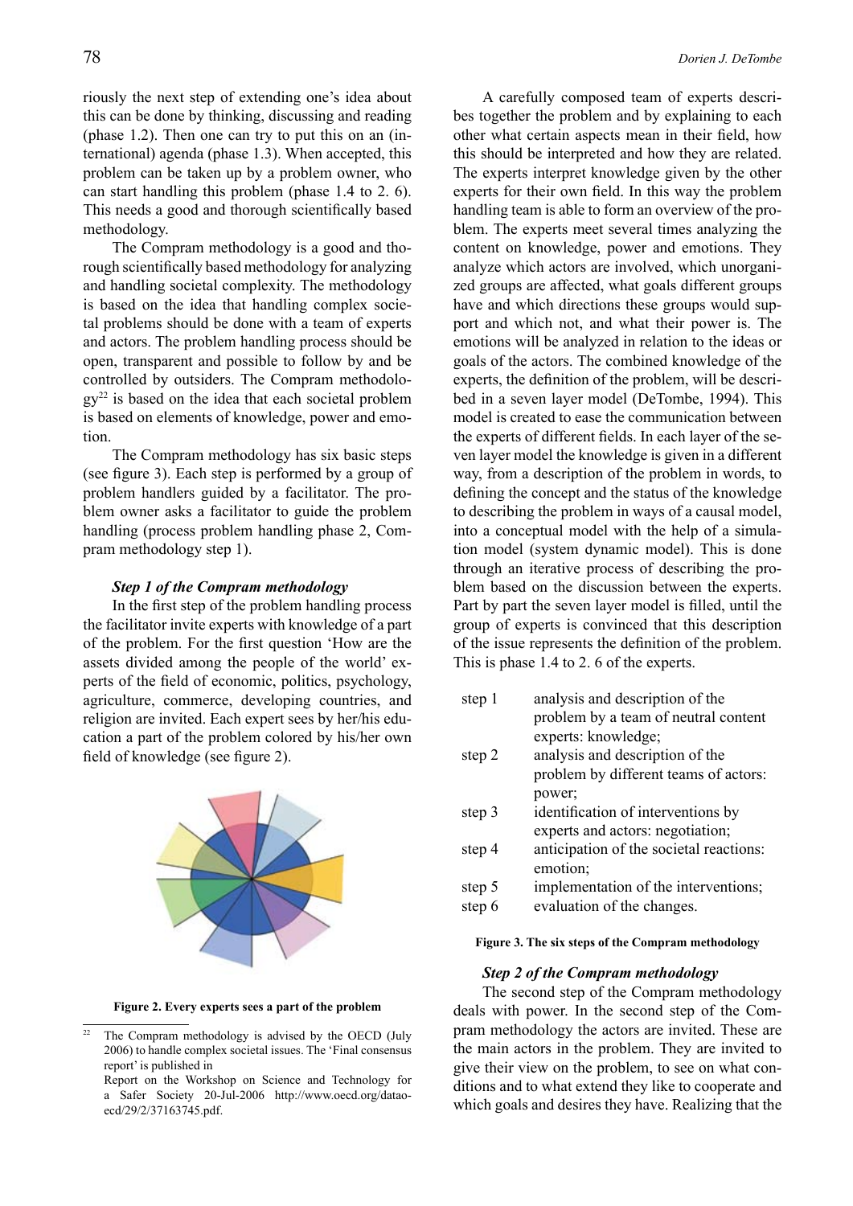riously the next step of extending one's idea about this can be done by thinking, discussing and reading (phase 1.2). Then one can try to put this on an (international) agenda (phase 1.3). When accepted, this problem can be taken up by a problem owner, who can start handling this problem (phase 1.4 to 2. 6). This needs a good and thorough scientifically based methodology.

The Compram methodology is a good and thorough scientifically based methodology for analyzing and handling societal complexity. The methodology is based on the idea that handling complex societal problems should be done with a team of experts and actors. The problem handling process should be open, transparent and possible to follow by and be controlled by outsiders. The Compram methodology[22] is based on the idea that each societal problem is based on elements of knowledge, power and emotion.

The Compram methodology has six basic steps (see figure 3). Each step is performed by a group of problem handlers guided by a facilitator. The problem owner asks a facilitator to guide the problem handling (process problem handling phase 2, Compram methodology step 1).

***Step 1 of the Compram methodology***

In the first step of the problem handling process the facilitator invite experts with knowledge of a part of the problem. For the first question 'How are the assets divided among the people of the world' experts of the field of economic, politics, psychology, agriculture, commerce, developing countries, and religion are invited. Each expert sees by her/his education a part of the problem colored by his/her own field of knowledge (see figure 2).

**Figure 2. Every experts sees a part of the problem**

A carefully composed team of experts describes together the problem and by explaining to each other what certain aspects mean in their field, how this should be interpreted and how they are related. The experts interpret knowledge given by the other experts for their own field. In this way the problem handling team is able to form an overview of the problem. The experts meet several times analyzing the content on knowledge, power and emotions. They analyze which actors are involved, which unorganized groups are affected, what goals different groups have and which directions these groups would support and which not, and what their power is. The emotions will be analyzed in relation to the ideas or goals of the actors. The combined knowledge of the experts, the definition of the problem, will be described in a seven layer model (DeTombe, 1994). This model is created to ease the communication between the experts of different fields. In each layer of the seven layer model the knowledge is given in a different way, from a description of the problem in words, to defining the concept and the status of the knowledge to describing the problem in ways of a causal model, into a conceptual model with the help of a simulation model (system dynamic model). This is done through an iterative process of describing the problem based on the discussion between the experts. Part by part the seven layer model is filled, until the group of experts is convinced that this description of the issue represents the definition of the problem. This is phase 1.4 to 2. 6 of the experts.

| | |
|---|---|
| step 1 | analysis and description of the problem by a team of neutral content experts: knowledge; |
| step 2 | analysis and description of the problem by different teams of actors: power; |
| step 3 | identification of interventions by experts and actors: negotiation; |
| step 4 | anticipation of the societal reactions: emotion; |
| step 5 | implementation of the interventions; |
| step 6 | evaluation of the changes. |

**Figure 3. The six steps of the Compram methodology**

***Step 2 of the Compram methodology***

The second step of the Compram methodology deals with power. In the second step of the Compram methodology the actors are invited. These are the main actors in the problem. They are invited to give their view on the problem, to see on what conditions and to what extend they like to cooperate and which goals and desires they have. Realizing that the

---

[22] The Compram methodology is advised by the OECD (July 2006) to handle complex societal issues. The 'Final consensus report' is published in Report on the Workshop on Science and Technology for a Safer Society 20-Jul-2006 http://www.oecd.org/dataoecd/29/2/37163745.pdf.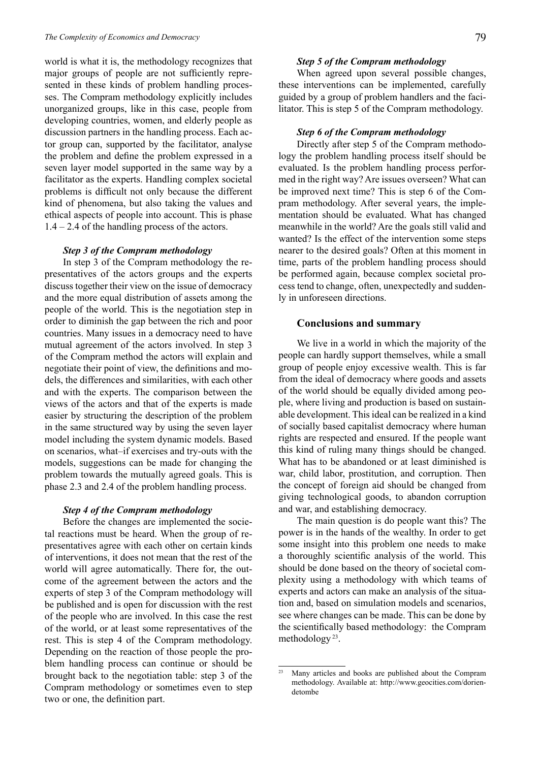world is what it is, the methodology recognizes that major groups of people are not sufficiently represented in these kinds of problem handling processes. The Compram methodology explicitly includes unorganized groups, like in this case, people from developing countries, women, and elderly people as discussion partners in the handling process. Each actor group can, supported by the facilitator, analyse the problem and define the problem expressed in a seven layer model supported in the same way by a facilitator as the experts. Handling complex societal problems is difficult not only because the different kind of phenomena, but also taking the values and ethical aspects of people into account. This is phase 1.4 – 2.4 of the handling process of the actors.

#### *Step 3 of the Compram methodology*

In step 3 of the Compram methodology the representatives of the actors groups and the experts discuss together their view on the issue of democracy and the more equal distribution of assets among the people of the world. This is the negotiation step in order to diminish the gap between the rich and poor countries. Many issues in a democracy need to have mutual agreement of the actors involved. In step 3 of the Compram method the actors will explain and negotiate their point of view, the definitions and models, the differences and similarities, with each other and with the experts. The comparison between the views of the actors and that of the experts is made easier by structuring the description of the problem in the same structured way by using the seven layer model including the system dynamic models. Based on scenarios, what–if exercises and try-outs with the models, suggestions can be made for changing the problem towards the mutually agreed goals. This is phase 2.3 and 2.4 of the problem handling process.

#### *Step 4 of the Compram methodology*

Before the changes are implemented the societal reactions must be heard. When the group of representatives agree with each other on certain kinds of interventions, it does not mean that the rest of the world will agree automatically. There for, the outcome of the agreement between the actors and the experts of step 3 of the Compram methodology will be published and is open for discussion with the rest of the people who are involved. In this case the rest of the world, or at least some representatives of the rest. This is step 4 of the Compram methodology. Depending on the reaction of those people the problem handling process can continue or should be brought back to the negotiation table: step 3 of the Compram methodology or sometimes even to step two or one, the definition part.

#### *Step 5 of the Compram methodology*

When agreed upon several possible changes, these interventions can be implemented, carefully guided by a group of problem handlers and the facilitator. This is step 5 of the Compram methodology.

#### *Step 6 of the Compram methodology*

Directly after step 5 of the Compram methodology the problem handling process itself should be evaluated. Is the problem handling process performed in the right way? Are issues overseen? What can be improved next time? This is step 6 of the Compram methodology. After several years, the implementation should be evaluated. What has changed meanwhile in the world? Are the goals still valid and wanted? Is the effect of the intervention some steps nearer to the desired goals? Often at this moment in time, parts of the problem handling process should be performed again, because complex societal process tend to change, often, unexpectedly and suddenly in unforeseen directions.

### Conclusions and summary

We live in a world in which the majority of the people can hardly support themselves, while a small group of people enjoy excessive wealth. This is far from the ideal of democracy where goods and assets of the world should be equally divided among people, where living and production is based on sustainable development. This ideal can be realized in a kind of socially based capitalist democracy where human rights are respected and ensured. If the people want this kind of ruling many things should be changed. What has to be abandoned or at least diminished is war, child labor, prostitution, and corruption. Then the concept of foreign aid should be changed from giving technological goods, to abandon corruption and war, and establishing democracy.

The main question is do people want this? The power is in the hands of the wealthy. In order to get some insight into this problem one needs to make a thoroughly scientific analysis of the world. This should be done based on the theory of societal complexity using a methodology with which teams of experts and actors can make an analysis of the situation and, based on simulation models and scenarios, see where changes can be made. This can be done by the scientifically based methodology: the Compram methodology [23].

[23] Many articles and books are published about the Compram methodology. Available at: http://www.geocities.com/doriendetombe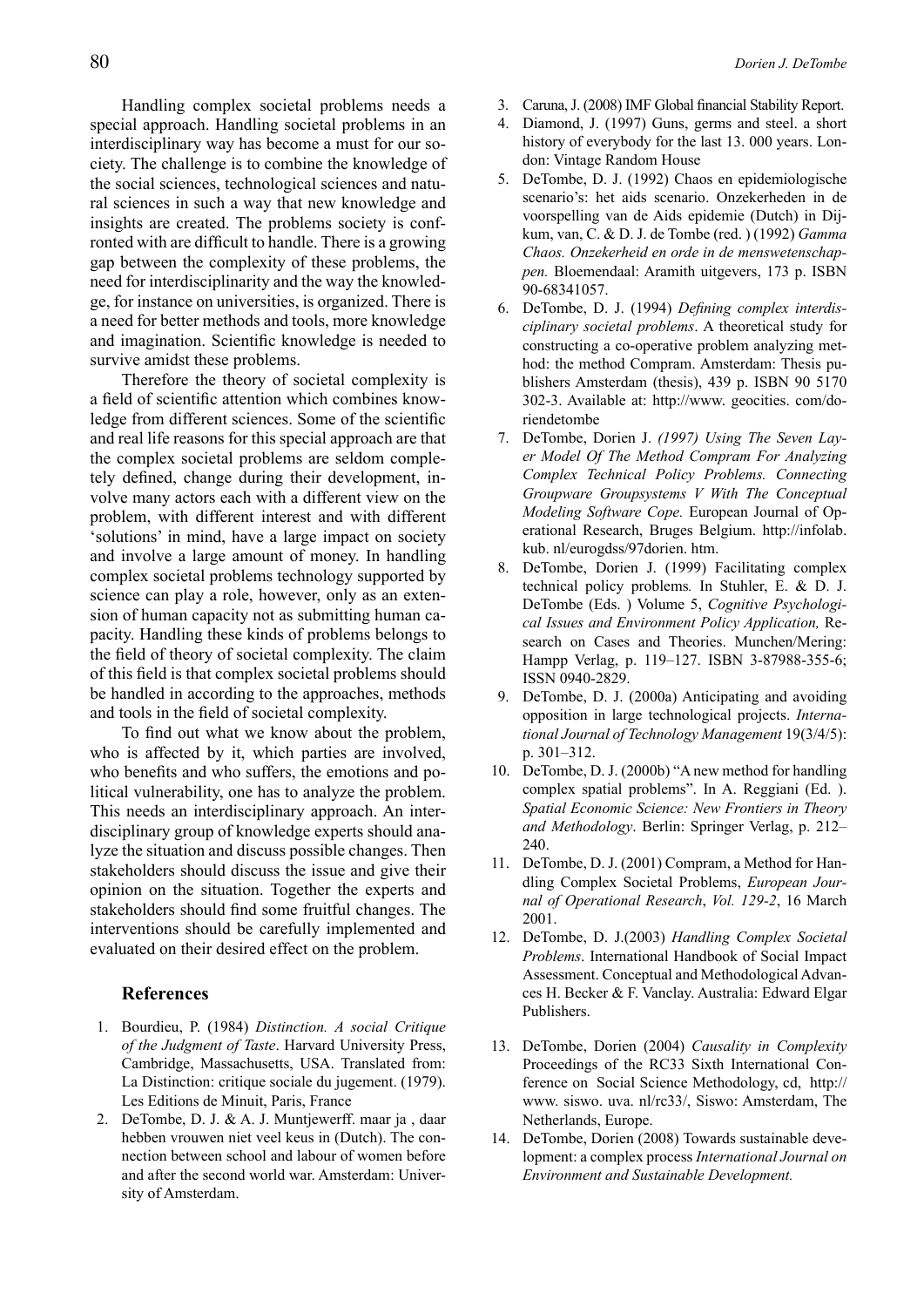Handling complex societal problems needs a special approach. Handling societal problems in an interdisciplinary way has become a must for our society. The challenge is to combine the knowledge of the social sciences, technological sciences and natural sciences in such a way that new knowledge and insights are created. The problems society is confronted with are difficult to handle. There is a growing gap between the complexity of these problems, the need for interdisciplinarity and the way the knowledge, for instance on universities, is organized. There is a need for better methods and tools, more knowledge and imagination. Scientific knowledge is needed to survive amidst these problems.

Therefore the theory of societal complexity is a field of scientific attention which combines knowledge from different sciences. Some of the scientific and real life reasons for this special approach are that the complex societal problems are seldom completely defined, change during their development, involve many actors each with a different view on the problem, with different interest and with different 'solutions' in mind, have a large impact on society and involve a large amount of money. In handling complex societal problems technology supported by science can play a role, however, only as an extension of human capacity not as submitting human capacity. Handling these kinds of problems belongs to the field of theory of societal complexity. The claim of this field is that complex societal problems should be handled in according to the approaches, methods and tools in the field of societal complexity.

To find out what we know about the problem, who is affected by it, which parties are involved, who benefits and who suffers, the emotions and political vulnerability, one has to analyze the problem. This needs an interdisciplinary approach. An interdisciplinary group of knowledge experts should analyze the situation and discuss possible changes. Then stakeholders should discuss the issue and give their opinion on the situation. Together the experts and stakeholders should find some fruitful changes. The interventions should be carefully implemented and evaluated on their desired effect on the problem.

## References

1. Bourdieu, P. (1984) *Distinction. A social Critique of the Judgment of Taste*. Harvard University Press, Cambridge, Massachusetts, USA. Translated from: La Distinction: critique sociale du jugement. (1979). Les Editions de Minuit, Paris, France
2. DeTombe, D. J. & A. J. Muntjewerff. maar ja , daar hebben vrouwen niet veel keus in (Dutch). The connection between school and labour of women before and after the second world war. Amsterdam: University of Amsterdam.
3. Caruna, J. (2008) IMF Global financial Stability Report.
4. Diamond, J. (1997) Guns, germs and steel. a short history of everybody for the last 13. 000 years. London: Vintage Random House
5. DeTombe, D. J. (1992) Chaos en epidemiologische scenario's: het aids scenario. Onzekerheden in de voorspelling van de Aids epidemie (Dutch) in Dijkum, van, C. & D. J. de Tombe (red. ) (1992) *Gamma Chaos. Onzekerheid en orde in de menswetenschappen.* Bloemendaal: Aramith uitgevers, 173 p. ISBN 90-68341057.
6. DeTombe, D. J. (1994) *Defining complex interdisciplinary societal problems*. A theoretical study for constructing a co-operative problem analyzing method: the method Compram. Amsterdam: Thesis publishers Amsterdam (thesis), 439 p. ISBN 90 5170 302-3. Available at: http://www. geocities. com/doriendetombe
7. DeTombe, Dorien J. *(1997) Using The Seven Layer Model Of The Method Compram For Analyzing Complex Technical Policy Problems. Connecting Groupware Groupsystems V With The Conceptual Modeling Software Cope.* European Journal of Operational Research, Bruges Belgium. http://infolab. kub. nl/eurogdss/97dorien. htm.
8. DeTombe, Dorien J. (1999) Facilitating complex technical policy problems*.* In Stuhler, E. & D. J. DeTombe (Eds. ) Volume 5, *Cognitive Psychological Issues and Environment Policy Application,* Research on Cases and Theories. Munchen/Mering: Hampp Verlag, p. 119–127. ISBN 3-87988-355-6; ISSN 0940-2829.
9. DeTombe, D. J. (2000a) Anticipating and avoiding opposition in large technological projects. *International Journal of Technology Management* 19(3/4/5): p. 301–312.
10. DeTombe, D. J. (2000b) "A new method for handling complex spatial problems". In A. Reggiani (Ed. ). *Spatial Economic Science: New Frontiers in Theory and Methodology*. Berlin: Springer Verlag, p. 212–240.
11. DeTombe, D. J. (2001) Compram, a Method for Handling Complex Societal Problems, *European Journal of Operational Research*, *Vol. 129-2*, 16 March 2001.
12. DeTombe, D. J.(2003) *Handling Complex Societal Problems*. International Handbook of Social Impact Assessment. Conceptual and Methodological Advances H. Becker & F. Vanclay. Australia: Edward Elgar Publishers.
13. DeTombe, Dorien (2004) *Causality in Complexity* Proceedings of the RC33 Sixth International Conference on Social Science Methodology, cd, http://www. siswo. uva. nl/rc33/, Siswo: Amsterdam, The Netherlands, Europe.
14. DeTombe, Dorien (2008) Towards sustainable development: a complex process *International Journal on Environment and Sustainable Development.*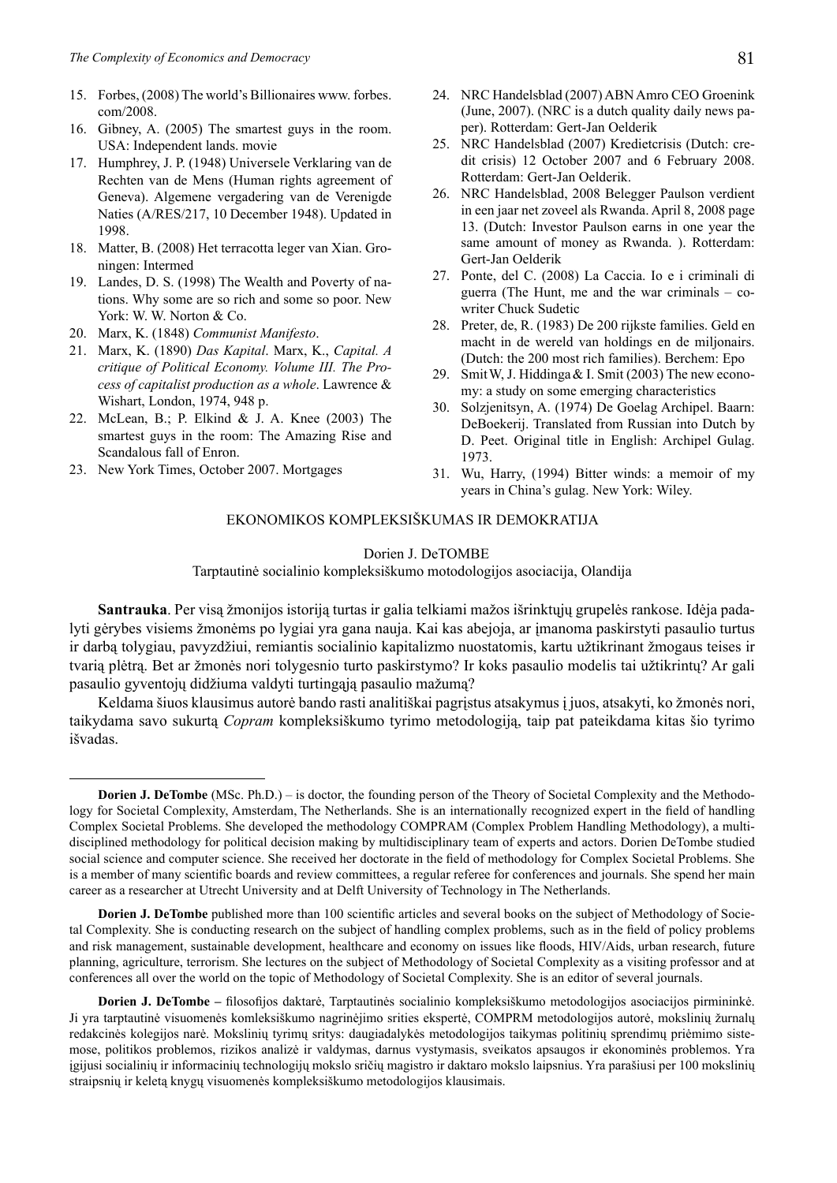15. Forbes, (2008) The world's Billionaires www. forbes. com/2008.
16. Gibney, A. (2005) The smartest guys in the room. USA: Independent lands. movie
17. Humphrey, J. P. (1948) Universele Verklaring van de Rechten van de Mens (Human rights agreement of Geneva). Algemene vergadering van de Verenigde Naties (A/RES/217, 10 December 1948). Updated in 1998.
18. Matter, B. (2008) Het terracotta leger van Xian. Groningen: Intermed
19. Landes, D. S. (1998) The Wealth and Poverty of nations. Why some are so rich and some so poor. New York: W. W. Norton & Co.
20. Marx, K. (1848) *Communist Manifesto*.
21. Marx, K. (1890) *Das Kapital*. Marx, K., *Capital. A critique of Political Economy. Volume III. The Process of capitalist production as a whole*. Lawrence & Wishart, London, 1974, 948 p.
22. McLean, B.; P. Elkind & J. A. Knee (2003) The smartest guys in the room: The Amazing Rise and Scandalous fall of Enron.
23. New York Times, October 2007. Mortgages
24. NRC Handelsblad (2007) ABN Amro CEO Groenink (June, 2007). (NRC is a dutch quality daily news paper). Rotterdam: Gert-Jan Oelderik
25. NRC Handelsblad (2007) Kredietcrisis (Dutch: credit crisis) 12 October 2007 and 6 February 2008. Rotterdam: Gert-Jan Oelderik.
26. NRC Handelsblad, 2008 Belegger Paulson verdient in een jaar net zoveel als Rwanda. April 8, 2008 page 13. (Dutch: Investor Paulson earns in one year the same amount of money as Rwanda. ). Rotterdam: Gert-Jan Oelderik
27. Ponte, del C. (2008) La Caccia. Io e i criminali di guerra (The Hunt, me and the war criminals – co-writer Chuck Sudetic
28. Preter, de, R. (1983) De 200 rijkste families. Geld en macht in de wereld van holdings en de miljonairs. (Dutch: the 200 most rich families). Berchem: Epo
29. Smit W, J. Hiddinga & I. Smit (2003) The new economy: a study on some emerging characteristics
30. Solzjenitsyn, A. (1974) De Goelag Archipel. Baarn: DeBoekerij. Translated from Russian into Dutch by D. Peet. Original title in English: Archipel Gulag. 1973.
31. Wu, Harry, (1994) Bitter winds: a memoir of my years in China's gulag. New York: Wiley.

## EKONOMIKOS KOMPLEKSIŠKUMAS IR DEMOKRATIJA

Dorien J. DeTOMBE

Tarptautinė socialinio kompleksiškumo motodologijos asociacija, Olandija

**Santrauka**. Per visą žmonijos istoriją turtas ir galia telkiami mažos išrinktųjų grupelės rankose. Idėja padalyti gėrybes visiems žmonėms po lygiai yra gana nauja. Kai kas abejoja, ar įmanoma paskirstyti pasaulio turtus ir darbą tolygiau, pavyzdžiui, remiantis socialinio kapitalizmo nuostatomis, kartu užtikrinant žmogaus teises ir tvarią plėtrą. Bet ar žmonės nori tolygesnio turto paskirstymo? Ir koks pasaulio modelis tai užtikrintų? Ar gali pasaulio gyventojų didžiuma valdyti turtingąją pasaulio mažumą?

Keldama šiuos klausimus autorė bando rasti analitiškai pagrįstus atsakymus į juos, atsakyti, ko žmonės nori, taikydama savo sukurtą *Copram* kompleksiškumo tyrimo metodologiją, taip pat pateikdama kitas šio tyrimo išvadas.

---

**Dorien J. DeTombe** (MSc. Ph.D.) – is doctor, the founding person of the Theory of Societal Complexity and the Methodology for Societal Complexity, Amsterdam, The Netherlands. She is an internationally recognized expert in the field of handling Complex Societal Problems. She developed the methodology COMPRAM (Complex Problem Handling Methodology), a multidisciplined methodology for political decision making by multidisciplinary team of experts and actors. Dorien DeTombe studied social science and computer science. She received her doctorate in the field of methodology for Complex Societal Problems. She is a member of many scientific boards and review committees, a regular referee for conferences and journals. She spend her main career as a researcher at Utrecht University and at Delft University of Technology in The Netherlands.

**Dorien J. DeTombe** published more than 100 scientific articles and several books on the subject of Methodology of Societal Complexity. She is conducting research on the subject of handling complex problems, such as in the field of policy problems and risk management, sustainable development, healthcare and economy on issues like floods, HIV/Aids, urban research, future planning, agriculture, terrorism. She lectures on the subject of Methodology of Societal Complexity as a visiting professor and at conferences all over the world on the topic of Methodology of Societal Complexity. She is an editor of several journals.

**Dorien J. DeTombe –** filosofijos daktarė, Tarptautinės socialinio kompleksiškumo metodologijos asociacijos pirmininkė. Ji yra tarptautinė visuomenės komleksiškumo nagrinėjimo srities ekspertė, COMPRM metodologijos autorė, mokslinių žurnalų redakcinės kolegijos narė. Mokslinių tyrimų sritys: daugiadalykės metodologijos taikymas politinių sprendimų priėmimo sistemose, politikos problemos, rizikos analizė ir valdymas, darnus vystymasis, sveikatos apsaugos ir ekonominės problemos. Yra įgijusi socialinių ir informacinių technologijų mokslo sričių magistro ir daktaro mokslo laipsnius. Yra parašiusi per 100 mokslinių straipsnių ir keletą knygų visuomenės kompleksiškumo metodologijos klausimais.